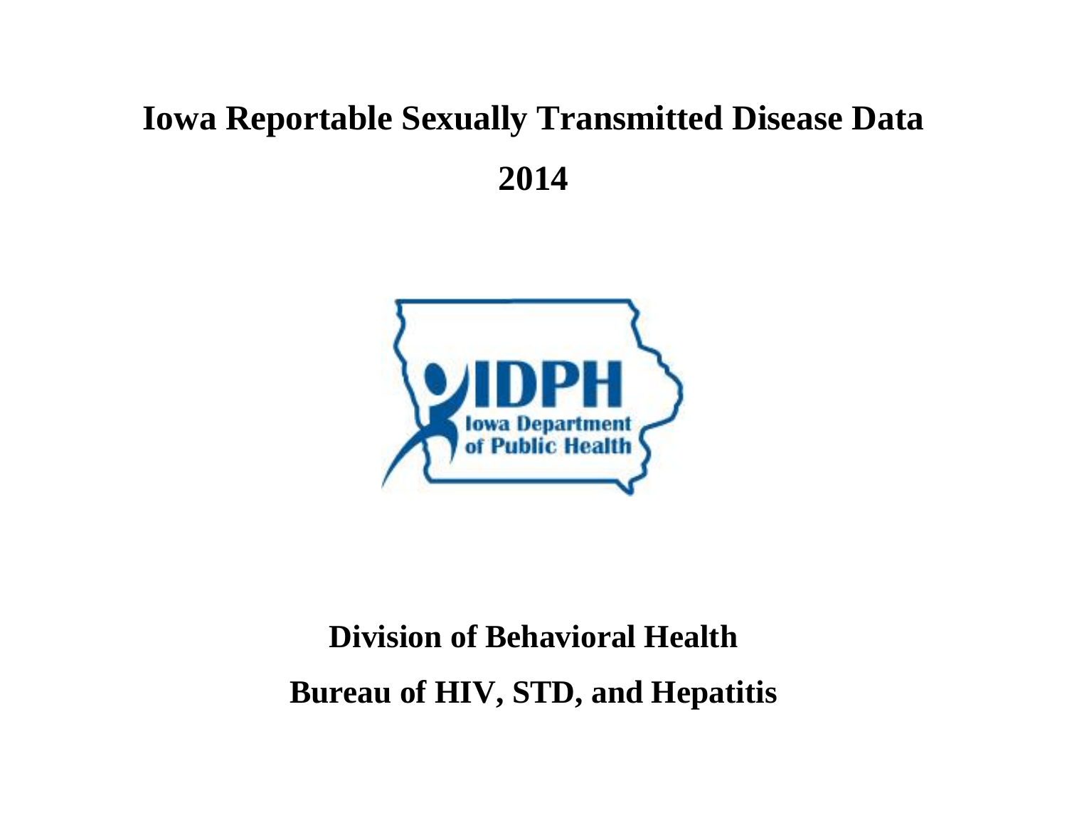# Iowa Reportable Sexually Transmitted Disease Data

# 2014

## Division of Behavioral Health

## Bureau of HIV, STD, and Hepatitis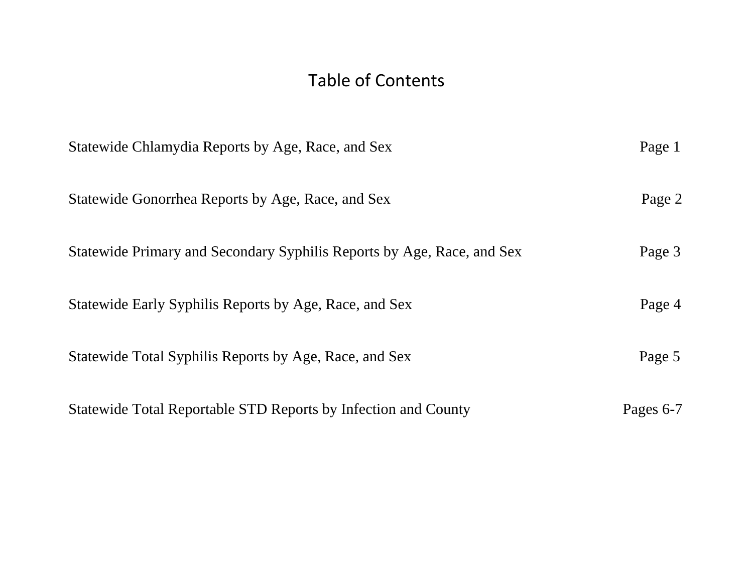# Table of Contents

| | |
|---|---|
| Statewide Chlamydia Reports by Age, Race, and Sex | Page 1 |
| Statewide Gonorrhea Reports by Age, Race, and Sex | Page 2 |
| Statewide Primary and Secondary Syphilis Reports by Age, Race, and Sex | Page 3 |
| Statewide Early Syphilis Reports by Age, Race, and Sex | Page 4 |
| Statewide Total Syphilis Reports by Age, Race, and Sex | Page 5 |
| Statewide Total Reportable STD Reports by Infection and County | Pages 6-7 |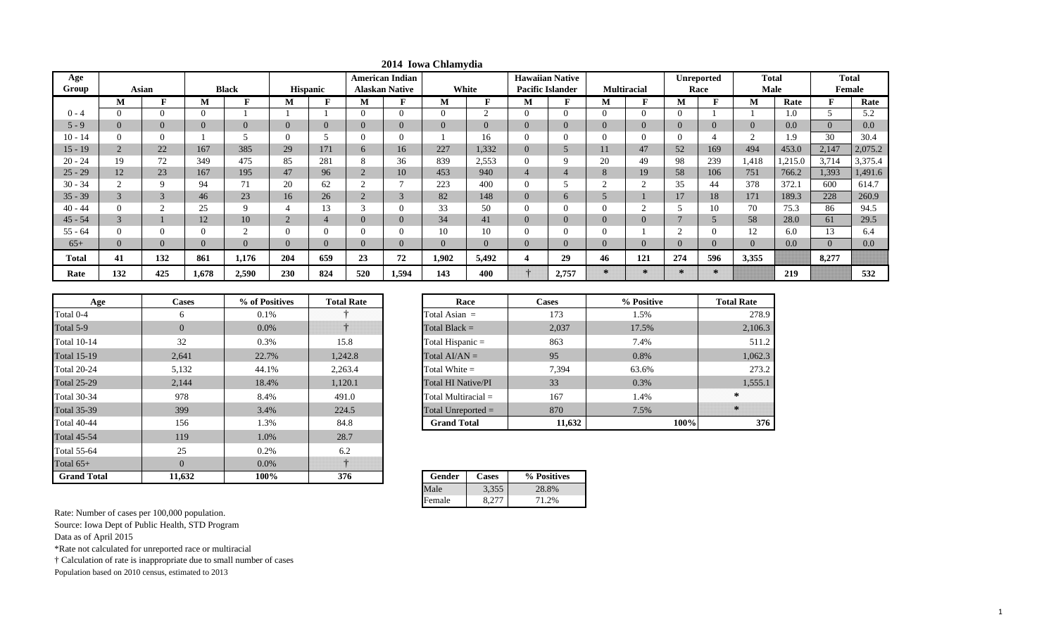# 2014 Iowa Chlamydia

| Age Group | Asian | | Black | | Hispanic | | American Indian Alaskan Native | | White | | Hawaiian Native Pacific Islander | | Multiracial | | Unreported Race | | Total Male | | Total Female | |
|---|---|---|---|---|---|---|---|---|---|---|---|---|---|---|---|---|---|---|---|---|
| | M | F | M | F | M | F | M | F | M | F | M | F | M | F | M | F | M | Rate | F | Rate |
| 0 - 4 | 0 | 0 | 0 | 1 | 1 | 1 | 0 | 0 | 0 | 2 | 0 | 0 | 0 | 0 | 0 | 1 | 1 | 1.0 | 5 | 5.2 |
| 5 - 9 | 0 | 0 | 0 | 0 | 0 | 0 | 0 | 0 | 0 | 0 | 0 | 0 | 0 | 0 | 0 | 0 | 0 | 0.0 | 0 | 0.0 |
| 10 - 14 | 0 | 0 | 1 | 5 | 0 | 5 | 0 | 0 | 1 | 16 | 0 | 0 | 0 | 0 | 0 | 4 | 2 | 1.9 | 30 | 30.4 |
| 15 - 19 | 2 | 22 | 167 | 385 | 29 | 171 | 6 | 16 | 227 | 1,332 | 0 | 5 | 11 | 47 | 52 | 169 | 494 | 453.0 | 2,147 | 2,075.2 |
| 20 - 24 | 19 | 72 | 349 | 475 | 85 | 281 | 8 | 36 | 839 | 2,553 | 0 | 9 | 20 | 49 | 98 | 239 | 1,418 | 1,215.0 | 3,714 | 3,375.4 |
| 25 - 29 | 12 | 23 | 167 | 195 | 47 | 96 | 2 | 10 | 453 | 940 | 4 | 4 | 8 | 19 | 58 | 106 | 751 | 766.2 | 1,393 | 1,491.6 |
| 30 - 34 | 2 | 9 | 94 | 71 | 20 | 62 | 2 | 7 | 223 | 400 | 0 | 5 | 2 | 2 | 35 | 44 | 378 | 372.1 | 600 | 614.7 |
| 35 - 39 | 3 | 3 | 46 | 23 | 16 | 26 | 2 | 3 | 82 | 148 | 0 | 6 | 5 | 1 | 17 | 18 | 171 | 189.3 | 228 | 260.9 |
| 40 - 44 | 0 | 2 | 25 | 9 | 4 | 13 | 3 | 0 | 33 | 50 | 0 | 0 | 0 | 2 | 5 | 10 | 70 | 75.3 | 86 | 94.5 |
| 45 - 54 | 3 | 1 | 12 | 10 | 2 | 4 | 0 | 0 | 34 | 41 | 0 | 0 | 0 | 0 | 7 | 5 | 58 | 28.0 | 61 | 29.5 |
| 55 - 64 | 0 | 0 | 0 | 2 | 0 | 0 | 0 | 0 | 10 | 10 | 0 | 0 | 0 | 1 | 2 | 0 | 12 | 6.0 | 13 | 6.4 |
| 65+ | 0 | 0 | 0 | 0 | 0 | 0 | 0 | 0 | 0 | 0 | 0 | 0 | 0 | 0 | 0 | 0 | 0 | 0.0 | 0 | 0.0 |
| **Total** | **41** | **132** | **861** | **1,176** | **204** | **659** | **23** | **72** | **1,902** | **5,492** | **4** | **29** | **46** | **121** | **274** | **596** | **3,355** | | **8,277** | |
| **Rate** | **132** | **425** | **1,678** | **2,590** | **230** | **824** | **520** | **1,594** | **143** | **400** | † | **2,757** | * | * | * | * | | **219** | | **532** |

| Age | Cases | % of Positives | Total Rate |
|---|---|---|---|
| Total 0-4 | 6 | 0.1% | † |
| Total 5-9 | 0 | 0.0% | † |
| Total 10-14 | 32 | 0.3% | 15.8 |
| Total 15-19 | 2,641 | 22.7% | 1,242.8 |
| Total 20-24 | 5,132 | 44.1% | 2,263.4 |
| Total 25-29 | 2,144 | 18.4% | 1,120.1 |
| Total 30-34 | 978 | 8.4% | 491.0 |
| Total 35-39 | 399 | 3.4% | 224.5 |
| Total 40-44 | 156 | 1.3% | 84.8 |
| Total 45-54 | 119 | 1.0% | 28.7 |
| Total 55-64 | 25 | 0.2% | 6.2 |
| Total 65+ | 0 | 0.0% | † |
| **Grand Total** | **11,632** | **100%** | **376** |

| Race | Cases | % Positive | Total Rate |
|---|---|---|---|
| Total Asian = | 173 | 1.5% | 278.9 |
| Total Black = | 2,037 | 17.5% | 2,106.3 |
| Total Hispanic = | 863 | 7.4% | 511.2 |
| Total AI/AN = | 95 | 0.8% | 1,062.3 |
| Total White = | 7,394 | 63.6% | 273.2 |
| Total HI Native/PI | 33 | 0.3% | 1,555.1 |
| Total Multiracial = | 167 | 1.4% | * |
| Total Unreported = | 870 | 7.5% | * |
| **Grand Total** | **11,632** | **100%** | **376** |

| Gender | Cases | % Positives |
|---|---|---|
| Male | 3,355 | 28.8% |
| Female | 8,277 | 71.2% |

Rate: Number of cases per 100,000 population.

Source: Iowa Dept of Public Health, STD Program

Data as of April 2015

*Rate not calculated for unreported race or multiracial

† Calculation of rate is inappropriate due to small number of cases

Population based on 2010 census, estimated to 2013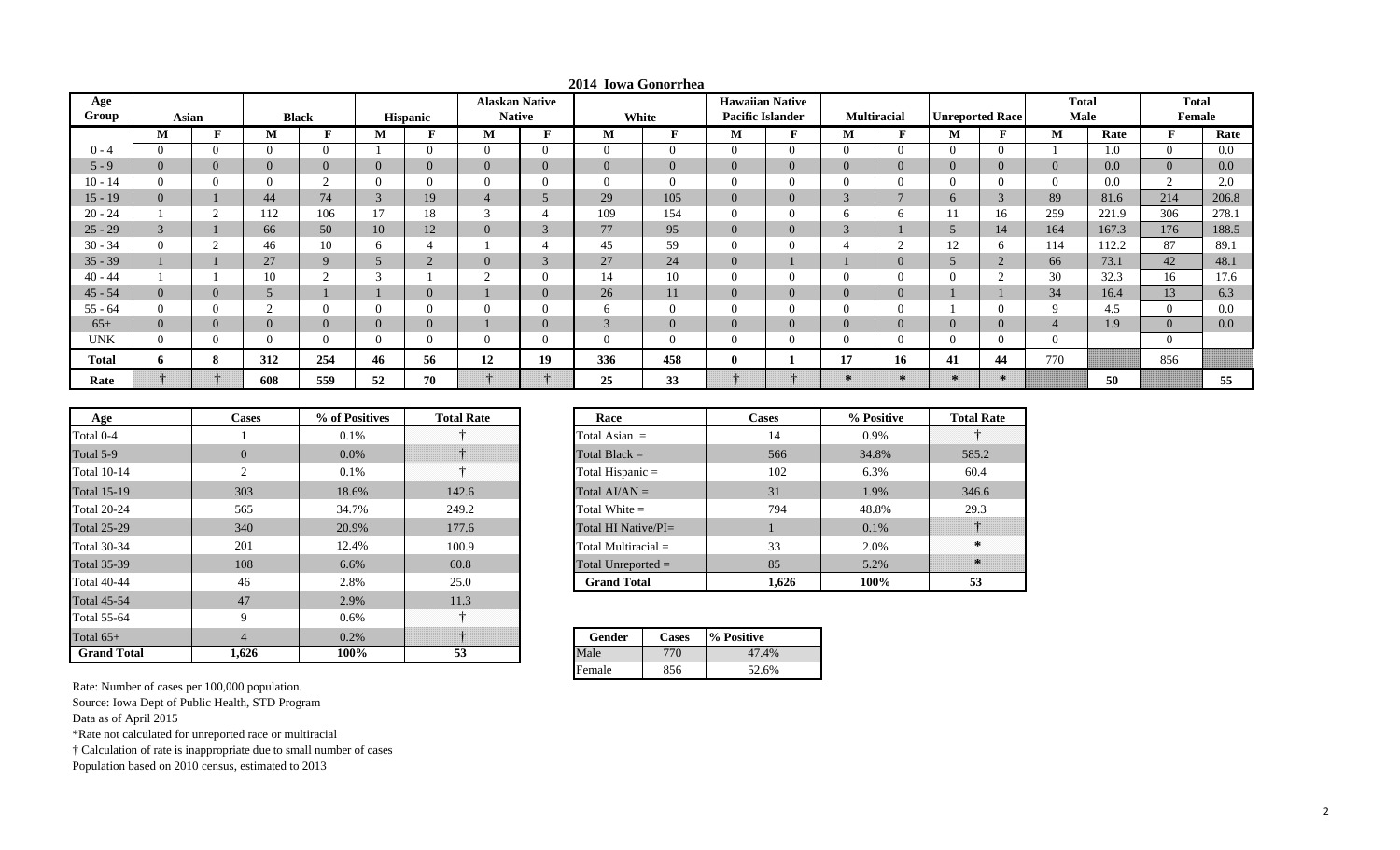# 2014 Iowa Gonorrhea

| Age Group | Asian | | Black | | Hispanic | | Alaskan Native | | White | | Hawaiian Native Pacific Islander | | Multiracial | | Unreported Race | | Total Male | | Total Female | |
|---|---|---|---|---|---|---|---|---|---|---|---|---|---|---|---|---|---|---|---|---|
| | M | F | M | F | M | F | M | F | M | F | M | F | M | F | M | F | M | Rate | F | Rate |
| 0 - 4 | 0 | 0 | 0 | 0 | 1 | 0 | 0 | 0 | 0 | 0 | 0 | 0 | 0 | 0 | 0 | 0 | 1 | 1.0 | 0 | 0.0 |
| 5 - 9 | 0 | 0 | 0 | 0 | 0 | 0 | 0 | 0 | 0 | 0 | 0 | 0 | 0 | 0 | 0 | 0 | 0 | 0.0 | 0 | 0.0 |
| 10 - 14 | 0 | 0 | 0 | 2 | 0 | 0 | 0 | 0 | 0 | 0 | 0 | 0 | 0 | 0 | 0 | 0 | 0 | 0.0 | 2 | 2.0 |
| 15 - 19 | 0 | 1 | 44 | 74 | 3 | 19 | 4 | 5 | 29 | 105 | 0 | 0 | 3 | 7 | 6 | 3 | 89 | 81.6 | 214 | 206.8 |
| 20 - 24 | 1 | 2 | 112 | 106 | 17 | 18 | 3 | 4 | 109 | 154 | 0 | 0 | 6 | 6 | 11 | 16 | 259 | 221.9 | 306 | 278.1 |
| 25 - 29 | 3 | 1 | 66 | 50 | 10 | 12 | 0 | 3 | 77 | 95 | 0 | 0 | 3 | 1 | 5 | 14 | 164 | 167.3 | 176 | 188.5 |
| 30 - 34 | 0 | 2 | 46 | 10 | 6 | 4 | 1 | 4 | 45 | 59 | 0 | 0 | 4 | 2 | 12 | 6 | 114 | 112.2 | 87 | 89.1 |
| 35 - 39 | 1 | 1 | 27 | 9 | 5 | 2 | 0 | 3 | 27 | 24 | 0 | 1 | 1 | 0 | 5 | 2 | 66 | 73.1 | 42 | 48.1 |
| 40 - 44 | 1 | 1 | 10 | 2 | 3 | 1 | 2 | 0 | 14 | 10 | 0 | 0 | 0 | 0 | 0 | 2 | 30 | 32.3 | 16 | 17.6 |
| 45 - 54 | 0 | 0 | 5 | 1 | 1 | 0 | 1 | 0 | 26 | 11 | 0 | 0 | 0 | 0 | 1 | 1 | 34 | 16.4 | 13 | 6.3 |
| 55 - 64 | 0 | 0 | 2 | 0 | 0 | 0 | 0 | 0 | 6 | 0 | 0 | 0 | 0 | 0 | 1 | 0 | 9 | 4.5 | 0 | 0.0 |
| 65+ | 0 | 0 | 0 | 0 | 0 | 0 | 1 | 0 | 3 | 0 | 0 | 0 | 0 | 0 | 0 | 0 | 4 | 1.9 | 0 | 0.0 |
| UNK | 0 | 0 | 0 | 0 | 0 | 0 | 0 | 0 | 0 | 0 | 0 | 0 | 0 | 0 | 0 | 0 | 0 | | 0 | |
| **Total** | **6** | **8** | **312** | **254** | **46** | **56** | **12** | **19** | **336** | **458** | **0** | **1** | **17** | **16** | **41** | **44** | 770 | | 856 | |
| **Rate** | † | † | **608** | **559** | **52** | **70** | † | † | **25** | **33** | † | † | * | * | * | * | | **50** | | **55** |

| Age | Cases | % of Positives | Total Rate |
|---|---|---|---|
| Total 0-4 | 1 | 0.1% | † |
| Total 5-9 | 0 | 0.0% | † |
| Total 10-14 | 2 | 0.1% | † |
| Total 15-19 | 303 | 18.6% | 142.6 |
| Total 20-24 | 565 | 34.7% | 249.2 |
| Total 25-29 | 340 | 20.9% | 177.6 |
| Total 30-34 | 201 | 12.4% | 100.9 |
| Total 35-39 | 108 | 6.6% | 60.8 |
| Total 40-44 | 46 | 2.8% | 25.0 |
| Total 45-54 | 47 | 2.9% | 11.3 |
| Total 55-64 | 9 | 0.6% | † |
| Total 65+ | 4 | 0.2% | † |
| **Grand Total** | **1,626** | **100%** | **53** |

| Race | Cases | % Positive | Total Rate |
|---|---|---|---|
| Total Asian = | 14 | 0.9% | † |
| Total Black = | 566 | 34.8% | 585.2 |
| Total Hispanic = | 102 | 6.3% | 60.4 |
| Total AI/AN = | 31 | 1.9% | 346.6 |
| Total White = | 794 | 48.8% | 29.3 |
| Total HI Native/PI= | 1 | 0.1% | † |
| Total Multiracial = | 33 | 2.0% | * |
| Total Unreported = | 85 | 5.2% | * |
| **Grand Total** | **1,626** | **100%** | **53** |

| Gender | Cases | % Positive |
|---|---|---|
| Male | 770 | 47.4% |
| Female | 856 | 52.6% |

Rate: Number of cases per 100,000 population.
Source: Iowa Dept of Public Health, STD Program
Data as of April 2015
*Rate not calculated for unreported race or multiracial
† Calculation of rate is inappropriate due to small number of cases
Population based on 2010 census, estimated to 2013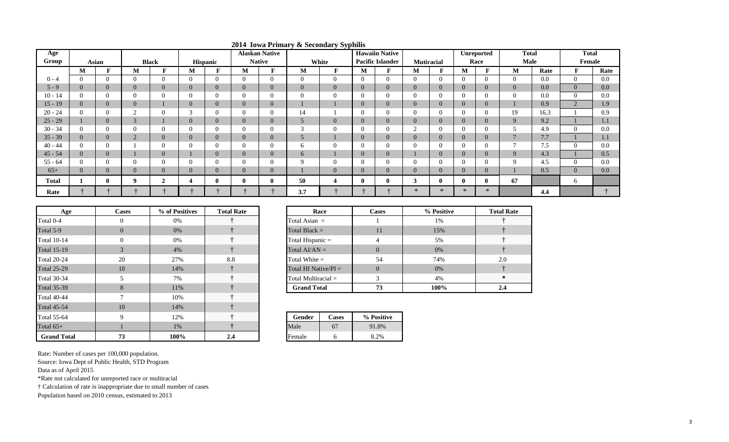# 2014 Iowa Primary & Secondary Syphilis

| Age Group | Asian | | Black | | Hispanic | | Alaskan Native | | White | | Hawaiin Native Pacific Islander | | Mutiracial | | Unreported Race | | Total Male | | Total Female | |
|---|---|---|---|---|---|---|---|---|---|---|---|---|---|---|---|---|---|---|---|---|
| | M | F | M | F | M | F | M | F | M | F | M | F | M | F | M | F | M | Rate | F | Rate |
| 0 - 4 | 0 | 0 | 0 | 0 | 0 | 0 | 0 | 0 | 0 | 0 | 0 | 0 | 0 | 0 | 0 | 0 | 0 | 0.0 | 0 | 0.0 |
| 5 - 9 | 0 | 0 | 0 | 0 | 0 | 0 | 0 | 0 | 0 | 0 | 0 | 0 | 0 | 0 | 0 | 0 | 0 | 0.0 | 0 | 0.0 |
| 10 - 14 | 0 | 0 | 0 | 0 | 0 | 0 | 0 | 0 | 0 | 0 | 0 | 0 | 0 | 0 | 0 | 0 | 0 | 0.0 | 0 | 0.0 |
| 15 - 19 | 0 | 0 | 0 | 1 | 0 | 0 | 0 | 0 | 1 | 1 | 0 | 0 | 0 | 0 | 0 | 0 | 1 | 0.9 | 2 | 1.9 |
| 20 - 24 | 0 | 0 | 2 | 0 | 3 | 0 | 0 | 0 | 14 | 1 | 0 | 0 | 0 | 0 | 0 | 0 | 19 | 16.3 | 1 | 0.9 |
| 25 - 29 | 1 | 0 | 3 | 1 | 0 | 0 | 0 | 0 | 5 | 0 | 0 | 0 | 0 | 0 | 0 | 0 | 9 | 9.2 | 1 | 1.1 |
| 30 - 34 | 0 | 0 | 0 | 0 | 0 | 0 | 0 | 0 | 3 | 0 | 0 | 0 | 2 | 0 | 0 | 0 | 5 | 4.9 | 0 | 0.0 |
| 35 - 39 | 0 | 0 | 2 | 0 | 0 | 0 | 0 | 0 | 5 | 1 | 0 | 0 | 0 | 0 | 0 | 0 | 7 | 7.7 | 1 | 1.1 |
| 40 - 44 | 0 | 0 | 1 | 0 | 0 | 0 | 0 | 0 | 6 | 0 | 0 | 0 | 0 | 0 | 0 | 0 | 7 | 7.5 | 0 | 0.0 |
| 45 - 54 | 0 | 0 | 1 | 0 | 1 | 0 | 0 | 0 | 6 | 1 | 0 | 0 | 1 | 0 | 0 | 0 | 9 | 4.3 | 1 | 0.5 |
| 55 - 64 | 0 | 0 | 0 | 0 | 0 | 0 | 0 | 0 | 9 | 0 | 0 | 0 | 0 | 0 | 0 | 0 | 9 | 4.5 | 0 | 0.0 |
| 65+ | 0 | 0 | 0 | 0 | 0 | 0 | 0 | 0 | 1 | 0 | 0 | 0 | 0 | 0 | 0 | 0 | 1 | 0.5 | 0 | 0.0 |
| **Total** | **1** | **0** | **9** | **2** | **4** | **0** | **0** | **0** | **50** | **4** | **0** | **0** | **3** | **0** | **0** | **0** | **67** | | 6 | |
| **Rate** | † | † | † | † | † | † | † | † | **3.7** | † | † | † | * | * | * | * | | **4.4** | | † |

| Age | Cases | % of Positives | Total Rate |
|---|---|---|---|
| Total 0-4 | 0 | 0% | † |
| Total 5-9 | 0 | 0% | † |
| Total 10-14 | 0 | 0% | † |
| Total 15-19 | 3 | 4% | † |
| Total 20-24 | 20 | 27% | 8.8 |
| Total 25-29 | 10 | 14% | † |
| Total 30-34 | 5 | 7% | † |
| Total 35-39 | 8 | 11% | † |
| Total 40-44 | 7 | 10% | † |
| Total 45-54 | 10 | 14% | † |
| Total 55-64 | 9 | 12% | † |
| Total 65+ | 1 | 1% | † |
| **Grand Total** | **73** | **100%** | **2.4** |

| Race | Cases | % Positive | Total Rate |
|---|---|---|---|
| Total Asian = | 1 | 1% | † |
| Total Black = | 11 | 15% | † |
| Total Hispanic = | 4 | 5% | † |
| Total AI/AN = | 0 | 0% | † |
| Total White = | 54 | 74% | 2.0 |
| Total HI Native/PI = | 0 | 0% | † |
| Total Multiracial = | 3 | 4% | * |
| **Grand Total** | **73** | **100%** | **2.4** |

| Gender | Cases | % Positive |
|---|---|---|
| Male | 67 | 91.8% |
| Female | 6 | 8.2% |

Rate: Number of cases per 100,000 population.
Source: Iowa Dept of Public Health, STD Program
Data as of April 2015
*Rate not calculated for unreported race or multiracial
† Calculation of rate is inappropriate due to small number of cases
Population based on 2010 census, estimated to 2013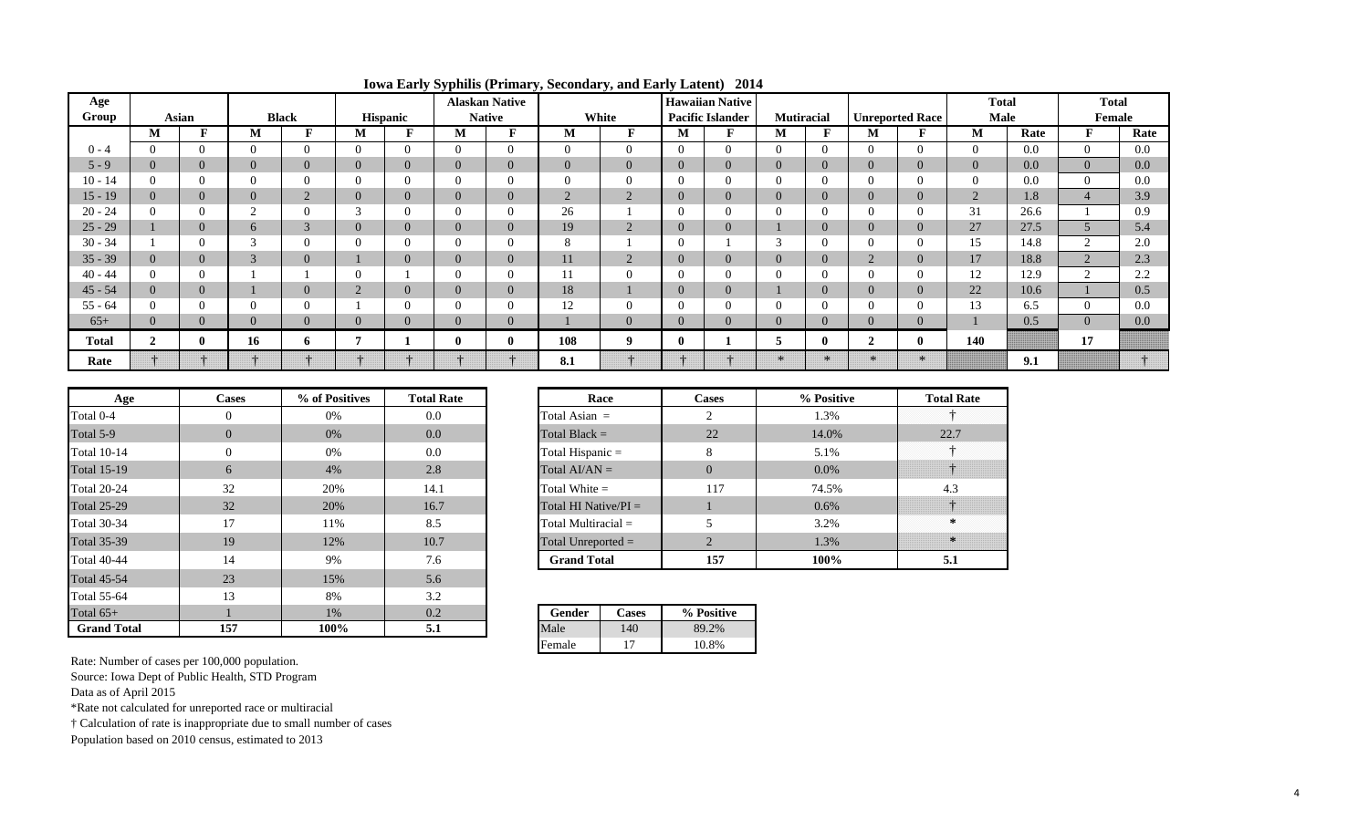# Iowa Early Syphilis (Primary, Secondary, and Early Latent) 2014

| Age Group | Asian | | Black | | Hispanic | | Alaskan Native | | White | | Hawaiian Native Pacific Islander | | Mutiracial | | Unreported Race | | Total Male | | Total Female | |
|---|---|---|---|---|---|---|---|---|---|---|---|---|---|---|---|---|---|---|---|---|
| | M | F | M | F | M | F | M | F | M | F | M | F | M | F | M | F | M | Rate | F | Rate |
| 0 - 4 | 0 | 0 | 0 | 0 | 0 | 0 | 0 | 0 | 0 | 0 | 0 | 0 | 0 | 0 | 0 | 0 | 0 | 0.0 | 0 | 0.0 |
| 5 - 9 | 0 | 0 | 0 | 0 | 0 | 0 | 0 | 0 | 0 | 0 | 0 | 0 | 0 | 0 | 0 | 0 | 0 | 0.0 | 0 | 0.0 |
| 10 - 14 | 0 | 0 | 0 | 0 | 0 | 0 | 0 | 0 | 0 | 0 | 0 | 0 | 0 | 0 | 0 | 0 | 0 | 0.0 | 0 | 0.0 |
| 15 - 19 | 0 | 0 | 0 | 2 | 0 | 0 | 0 | 0 | 2 | 2 | 0 | 0 | 0 | 0 | 0 | 0 | 2 | 1.8 | 4 | 3.9 |
| 20 - 24 | 0 | 0 | 2 | 0 | 3 | 0 | 0 | 0 | 26 | 1 | 0 | 0 | 0 | 0 | 0 | 0 | 31 | 26.6 | 1 | 0.9 |
| 25 - 29 | 1 | 0 | 6 | 3 | 0 | 0 | 0 | 0 | 19 | 2 | 0 | 0 | 1 | 0 | 0 | 0 | 27 | 27.5 | 5 | 5.4 |
| 30 - 34 | 1 | 0 | 3 | 0 | 0 | 0 | 0 | 0 | 8 | 1 | 0 | 1 | 3 | 0 | 0 | 0 | 15 | 14.8 | 2 | 2.0 |
| 35 - 39 | 0 | 0 | 3 | 0 | 1 | 0 | 0 | 0 | 11 | 2 | 0 | 0 | 0 | 0 | 2 | 0 | 17 | 18.8 | 2 | 2.3 |
| 40 - 44 | 0 | 0 | 1 | 1 | 0 | 1 | 0 | 0 | 11 | 0 | 0 | 0 | 0 | 0 | 0 | 0 | 12 | 12.9 | 2 | 2.2 |
| 45 - 54 | 0 | 0 | 1 | 0 | 2 | 0 | 0 | 0 | 18 | 1 | 0 | 0 | 1 | 0 | 0 | 0 | 22 | 10.6 | 1 | 0.5 |
| 55 - 64 | 0 | 0 | 0 | 0 | 1 | 0 | 0 | 0 | 12 | 0 | 0 | 0 | 0 | 0 | 0 | 0 | 13 | 6.5 | 0 | 0.0 |
| 65+ | 0 | 0 | 0 | 0 | 0 | 0 | 0 | 0 | 1 | 0 | 0 | 0 | 0 | 0 | 0 | 0 | 1 | 0.5 | 0 | 0.0 |
| **Total** | **2** | **0** | **16** | **6** | **7** | **1** | **0** | **0** | **108** | **9** | **0** | **1** | **5** | **0** | **2** | **0** | **140** | | **17** | |
| **Rate** | † | † | † | † | † | † | † | † | **8.1** | † | † | † | * | * | * | * | | **9.1** | | † |

| Age | Cases | % of Positives | Total Rate |
|---|---|---|---|
| Total 0-4 | 0 | 0% | 0.0 |
| Total 5-9 | 0 | 0% | 0.0 |
| Total 10-14 | 0 | 0% | 0.0 |
| Total 15-19 | 6 | 4% | 2.8 |
| Total 20-24 | 32 | 20% | 14.1 |
| Total 25-29 | 32 | 20% | 16.7 |
| Total 30-34 | 17 | 11% | 8.5 |
| Total 35-39 | 19 | 12% | 10.7 |
| Total 40-44 | 14 | 9% | 7.6 |
| Total 45-54 | 23 | 15% | 5.6 |
| Total 55-64 | 13 | 8% | 3.2 |
| Total 65+ | 1 | 1% | 0.2 |
| **Grand Total** | **157** | **100%** | **5.1** |

| Race | Cases | % Positive | Total Rate |
|---|---|---|---|
| Total Asian = | 2 | 1.3% | † |
| Total Black = | 22 | 14.0% | 22.7 |
| Total Hispanic = | 8 | 5.1% | † |
| Total AI/AN = | 0 | 0.0% | † |
| Total White = | 117 | 74.5% | 4.3 |
| Total HI Native/PI = | 1 | 0.6% | † |
| Total Multiracial = | 5 | 3.2% | * |
| Total Unreported = | 2 | 1.3% | * |
| **Grand Total** | **157** | **100%** | **5.1** |

| Gender | Cases | % Positive |
|---|---|---|
| Male | 140 | 89.2% |
| Female | 17 | 10.8% |

Rate: Number of cases per 100,000 population.
Source: Iowa Dept of Public Health, STD Program
Data as of April 2015
*Rate not calculated for unreported race or multiracial
† Calculation of rate is inappropriate due to small number of cases
Population based on 2010 census, estimated to 2013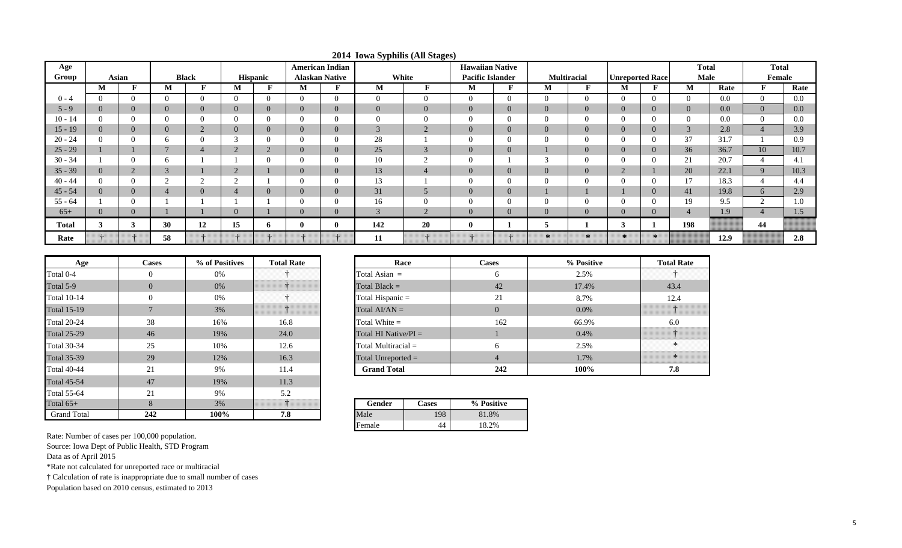# 2014 Iowa Syphilis (All Stages)

| Age Group | Asian | | Black | | Hispanic | | American Indian Alaskan Native | | White | | Hawaiian Native Pacific Islander | | Multiracial | | Unreported Race | | Total Male | | Total Female | |
|---|---|---|---|---|---|---|---|---|---|---|---|---|---|---|---|---|---|---|---|---|
| | M | F | M | F | M | F | M | F | M | F | M | F | M | F | M | F | M | Rate | F | Rate |
| 0 - 4 | 0 | 0 | 0 | 0 | 0 | 0 | 0 | 0 | 0 | 0 | 0 | 0 | 0 | 0 | 0 | 0 | 0 | 0.0 | 0 | 0.0 |
| 5 - 9 | 0 | 0 | 0 | 0 | 0 | 0 | 0 | 0 | 0 | 0 | 0 | 0 | 0 | 0 | 0 | 0 | 0 | 0.0 | 0 | 0.0 |
| 10 - 14 | 0 | 0 | 0 | 0 | 0 | 0 | 0 | 0 | 0 | 0 | 0 | 0 | 0 | 0 | 0 | 0 | 0 | 0.0 | 0 | 0.0 |
| 15 - 19 | 0 | 0 | 0 | 2 | 0 | 0 | 0 | 0 | 3 | 2 | 0 | 0 | 0 | 0 | 0 | 0 | 3 | 2.8 | 4 | 3.9 |
| 20 - 24 | 0 | 0 | 6 | 0 | 3 | 0 | 0 | 0 | 28 | 1 | 0 | 0 | 0 | 0 | 0 | 0 | 37 | 31.7 | 1 | 0.9 |
| 25 - 29 | 1 | 1 | 7 | 4 | 2 | 2 | 0 | 0 | 25 | 3 | 0 | 0 | 1 | 0 | 0 | 0 | 36 | 36.7 | 10 | 10.7 |
| 30 - 34 | 1 | 0 | 6 | 1 | 1 | 0 | 0 | 0 | 10 | 2 | 0 | 1 | 3 | 0 | 0 | 0 | 21 | 20.7 | 4 | 4.1 |
| 35 - 39 | 0 | 2 | 3 | 1 | 2 | 1 | 0 | 0 | 13 | 4 | 0 | 0 | 0 | 0 | 2 | 1 | 20 | 22.1 | 9 | 10.3 |
| 40 - 44 | 0 | 0 | 2 | 2 | 2 | 1 | 0 | 0 | 13 | 1 | 0 | 0 | 0 | 0 | 0 | 0 | 17 | 18.3 | 4 | 4.4 |
| 45 - 54 | 0 | 0 | 4 | 0 | 4 | 0 | 0 | 0 | 31 | 5 | 0 | 0 | 1 | 1 | 1 | 0 | 41 | 19.8 | 6 | 2.9 |
| 55 - 64 | 1 | 0 | 1 | 1 | 1 | 1 | 0 | 0 | 16 | 0 | 0 | 0 | 0 | 0 | 0 | 0 | 19 | 9.5 | 2 | 1.0 |
| 65+ | 0 | 0 | 1 | 1 | 0 | 1 | 0 | 0 | 3 | 2 | 0 | 0 | 0 | 0 | 0 | 0 | 4 | 1.9 | 4 | 1.5 |
| **Total** | **3** | **3** | **30** | **12** | **15** | **6** | **0** | **0** | **142** | **20** | **0** | **1** | **5** | **1** | **3** | **1** | **198** | | **44** | |
| **Rate** | † | † | **58** | † | † | † | † | † | **11** | † | † | † | * | * | * | * | | **12.9** | | **2.8** |

| Age | Cases | % of Positives | Total Rate |
|---|---|---|---|
| Total 0-4 | 0 | 0% | † |
| Total 5-9 | 0 | 0% | † |
| Total 10-14 | 0 | 0% | † |
| Total 15-19 | 7 | 3% | † |
| Total 20-24 | 38 | 16% | 16.8 |
| Total 25-29 | 46 | 19% | 24.0 |
| Total 30-34 | 25 | 10% | 12.6 |
| Total 35-39 | 29 | 12% | 16.3 |
| Total 40-44 | 21 | 9% | 11.4 |
| Total 45-54 | 47 | 19% | 11.3 |
| Total 55-64 | 21 | 9% | 5.2 |
| Total 65+ | 8 | 3% | † |
| Grand Total | **242** | **100%** | **7.8** |

| Race | Cases | % Positive | Total Rate |
|---|---|---|---|
| Total Asian = | 6 | 2.5% | † |
| Total Black = | 42 | 17.4% | 43.4 |
| Total Hispanic = | 21 | 8.7% | 12.4 |
| Total AI/AN = | 0 | 0.0% | † |
| Total White = | 162 | 66.9% | 6.0 |
| Total HI Native/PI = | 1 | 0.4% | † |
| Total Multiracial = | 6 | 2.5% | * |
| Total Unreported = | 4 | 1.7% | * |
| **Grand Total** | **242** | **100%** | **7.8** |

| Gender | Cases | % Positive |
|---|---|---|
| Male | 198 | 81.8% |
| Female | 44 | 18.2% |

Rate: Number of cases per 100,000 population.
Source: Iowa Dept of Public Health, STD Program
Data as of April 2015
*Rate not calculated for unreported race or multiracial
† Calculation of rate is inappropriate due to small number of cases
Population based on 2010 census, estimated to 2013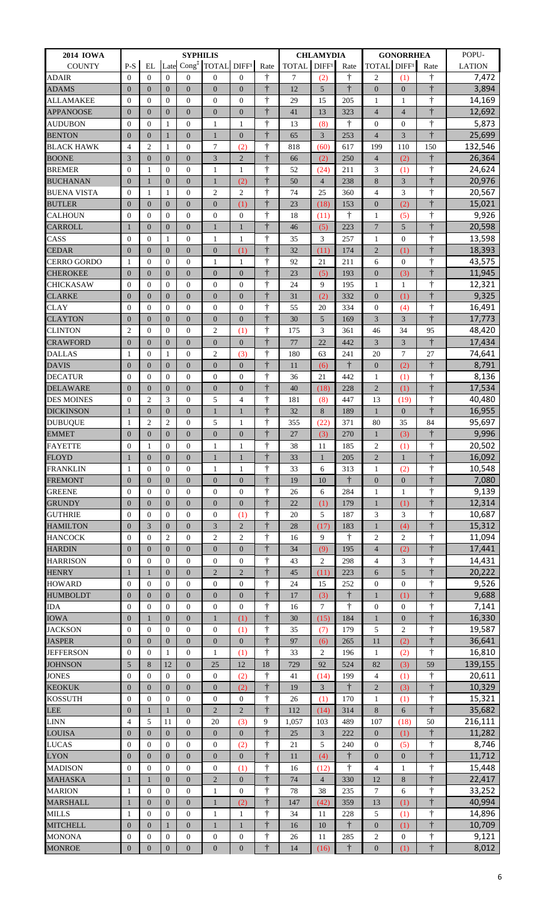| 2014 IOWA | SYPHILIS | | | | | | | CHLAMYDIA | | | GONORRHEA | | | POPU- |
|---|---|---|---|---|---|---|---|---|---|---|---|---|---|---|
| COUNTY | P-S | EL | Late | Cong‡ | TOTAL | DIFF¹ | Rate | TOTAL | DIFF¹ | Rate | TOTAL | DIFF¹ | Rate | LATION |
| ADAIR | 0 | 0 | 0 | 0 | 0 | 0 | † | 7 | (2) | † | 2 | (1) | † | 7,472 |
| ADAMS | 0 | 0 | 0 | 0 | 0 | 0 | † | 12 | 5 | † | 0 | 0 | † | 3,894 |
| ALLAMAKEE | 0 | 0 | 0 | 0 | 0 | 0 | † | 29 | 15 | 205 | 1 | 1 | † | 14,169 |
| APPANOOSE | 0 | 0 | 0 | 0 | 0 | 0 | † | 41 | 13 | 323 | 4 | 4 | † | 12,692 |
| AUDUBON | 0 | 0 | 1 | 0 | 1 | 1 | † | 13 | (8) | † | 0 | 0 | † | 5,873 |
| BENTON | 0 | 0 | 1 | 0 | 1 | 0 | † | 65 | 3 | 253 | 4 | 3 | † | 25,699 |
| BLACK HAWK | 4 | 2 | 1 | 0 | 7 | (2) | † | 818 | (60) | 617 | 199 | 110 | 150 | 132,546 |
| BOONE | 3 | 0 | 0 | 0 | 3 | 2 | † | 66 | (2) | 250 | 4 | (2) | † | 26,364 |
| BREMER | 0 | 1 | 0 | 0 | 1 | 1 | † | 52 | (24) | 211 | 3 | (1) | † | 24,624 |
| BUCHANAN | 0 | 1 | 0 | 0 | 1 | (2) | † | 50 | 4 | 238 | 8 | 3 | † | 20,976 |
| BUENA VISTA | 0 | 1 | 1 | 0 | 2 | 2 | † | 74 | 25 | 360 | 4 | 3 | † | 20,567 |
| BUTLER | 0 | 0 | 0 | 0 | 0 | (1) | † | 23 | (18) | 153 | 0 | (2) | † | 15,021 |
| CALHOUN | 0 | 0 | 0 | 0 | 0 | 0 | † | 18 | (11) | † | 1 | (5) | † | 9,926 |
| CARROLL | 1 | 0 | 0 | 0 | 1 | 1 | † | 46 | (5) | 223 | 7 | 5 | † | 20,598 |
| CASS | 0 | 0 | 1 | 0 | 1 | 1 | † | 35 | 3 | 257 | 1 | 0 | † | 13,598 |
| CEDAR | 0 | 0 | 0 | 0 | 0 | (1) | † | 32 | (11) | 174 | 2 | (1) | † | 18,393 |
| CERRO GORDO | 1 | 0 | 0 | 0 | 1 | 1 | † | 92 | 21 | 211 | 6 | 0 | † | 43,575 |
| CHEROKEE | 0 | 0 | 0 | 0 | 0 | 0 | † | 23 | (5) | 193 | 0 | (3) | † | 11,945 |
| CHICKASAW | 0 | 0 | 0 | 0 | 0 | 0 | † | 24 | 9 | 195 | 1 | 1 | † | 12,321 |
| CLARKE | 0 | 0 | 0 | 0 | 0 | 0 | † | 31 | (2) | 332 | 0 | (1) | † | 9,325 |
| CLAY | 0 | 0 | 0 | 0 | 0 | 0 | † | 55 | 20 | 334 | 0 | (4) | † | 16,491 |
| CLAYTON | 0 | 0 | 0 | 0 | 0 | 0 | † | 30 | 5 | 169 | 3 | 3 | † | 17,773 |
| CLINTON | 2 | 0 | 0 | 0 | 2 | (1) | † | 175 | 3 | 361 | 46 | 34 | 95 | 48,420 |
| CRAWFORD | 0 | 0 | 0 | 0 | 0 | 0 | † | 77 | 22 | 442 | 3 | 3 | † | 17,434 |
| DALLAS | 1 | 0 | 1 | 0 | 2 | (3) | † | 180 | 63 | 241 | 20 | 7 | 27 | 74,641 |
| DAVIS | 0 | 0 | 0 | 0 | 0 | 0 | † | 11 | (6) | † | 0 | (2) | † | 8,791 |
| DECATUR | 0 | 0 | 0 | 0 | 0 | 0 | † | 36 | 21 | 442 | 1 | (1) | † | 8,136 |
| DELAWARE | 0 | 0 | 0 | 0 | 0 | 0 | † | 40 | (18) | 228 | 2 | (1) | † | 17,534 |
| DES MOINES | 0 | 2 | 3 | 0 | 5 | 4 | † | 181 | (8) | 447 | 13 | (19) | † | 40,480 |
| DICKINSON | 1 | 0 | 0 | 0 | 1 | 1 | † | 32 | 8 | 189 | 1 | 0 | † | 16,955 |
| DUBUQUE | 1 | 2 | 2 | 0 | 5 | 1 | † | 355 | (22) | 371 | 80 | 35 | 84 | 95,697 |
| EMMET | 0 | 0 | 0 | 0 | 0 | 0 | † | 27 | (3) | 270 | 1 | (3) | † | 9,996 |
| FAYETTE | 0 | 1 | 0 | 0 | 1 | 1 | † | 38 | 11 | 185 | 2 | (1) | † | 20,502 |
| FLOYD | 1 | 0 | 0 | 0 | 1 | 1 | † | 33 | 1 | 205 | 2 | 1 | † | 16,092 |
| FRANKLIN | 1 | 0 | 0 | 0 | 1 | 1 | † | 33 | 6 | 313 | 1 | (2) | † | 10,548 |
| FREMONT | 0 | 0 | 0 | 0 | 0 | 0 | † | 19 | 10 | † | 0 | 0 | † | 7,080 |
| GREENE | 0 | 0 | 0 | 0 | 0 | 0 | † | 26 | 6 | 284 | 1 | 1 | † | 9,139 |
| GRUNDY | 0 | 0 | 0 | 0 | 0 | 0 | † | 22 | (1) | 179 | 1 | (1) | † | 12,314 |
| GUTHRIE | 0 | 0 | 0 | 0 | 0 | (1) | † | 20 | 5 | 187 | 3 | 3 | † | 10,687 |
| HAMILTON | 0 | 3 | 0 | 0 | 3 | 2 | † | 28 | (17) | 183 | 1 | (4) | † | 15,312 |
| HANCOCK | 0 | 0 | 2 | 0 | 2 | 2 | † | 16 | 9 | † | 2 | 2 | † | 11,094 |
| HARDIN | 0 | 0 | 0 | 0 | 0 | 0 | † | 34 | (9) | 195 | 4 | (2) | † | 17,441 |
| HARRISON | 0 | 0 | 0 | 0 | 0 | 0 | † | 43 | 2 | 298 | 4 | 3 | † | 14,431 |
| HENRY | 1 | 1 | 0 | 0 | 2 | 2 | † | 45 | (11) | 223 | 6 | 5 | † | 20,222 |
| HOWARD | 0 | 0 | 0 | 0 | 0 | 0 | † | 24 | 15 | 252 | 0 | 0 | † | 9,526 |
| HUMBOLDT | 0 | 0 | 0 | 0 | 0 | 0 | † | 17 | (3) | † | 1 | (1) | † | 9,688 |
| IDA | 0 | 0 | 0 | 0 | 0 | 0 | † | 16 | 7 | † | 0 | 0 | † | 7,141 |
| IOWA | 0 | 1 | 0 | 0 | 1 | (1) | † | 30 | (15) | 184 | 1 | 0 | † | 16,330 |
| JACKSON | 0 | 0 | 0 | 0 | 0 | (1) | † | 35 | (7) | 179 | 5 | 2 | † | 19,587 |
| JASPER | 0 | 0 | 0 | 0 | 0 | 0 | † | 97 | (6) | 265 | 11 | (2) | † | 36,641 |
| JEFFERSON | 0 | 0 | 1 | 0 | 1 | (1) | † | 33 | 2 | 196 | 1 | (2) | † | 16,810 |
| JOHNSON | 5 | 8 | 12 | 0 | 25 | 12 | 18 | 729 | 92 | 524 | 82 | (3) | 59 | 139,155 |
| JONES | 0 | 0 | 0 | 0 | 0 | (2) | † | 41 | (14) | 199 | 4 | (1) | † | 20,611 |
| KEOKUK | 0 | 0 | 0 | 0 | 0 | (2) | † | 19 | 3 | † | 2 | (3) | † | 10,329 |
| KOSSUTH | 0 | 0 | 0 | 0 | 0 | 0 | † | 26 | (1) | 170 | 1 | (1) | † | 15,321 |
| LEE | 0 | 1 | 1 | 0 | 2 | 2 | † | 112 | (14) | 314 | 8 | 6 | † | 35,682 |
| LINN | 4 | 5 | 11 | 0 | 20 | (3) | 9 | 1,057 | 103 | 489 | 107 | (18) | 50 | 216,111 |
| LOUISA | 0 | 0 | 0 | 0 | 0 | 0 | † | 25 | 3 | 222 | 0 | (1) | † | 11,282 |
| LUCAS | 0 | 0 | 0 | 0 | 0 | (2) | † | 21 | 5 | 240 | 0 | (5) | † | 8,746 |
| LYON | 0 | 0 | 0 | 0 | 0 | 0 | † | 11 | (4) | † | 0 | 0 | † | 11,712 |
| MADISON | 0 | 0 | 0 | 0 | 0 | (1) | † | 16 | (12) | † | 4 | 1 | † | 15,448 |
| MAHASKA | 1 | 1 | 0 | 0 | 2 | 0 | † | 74 | 4 | 330 | 12 | 8 | † | 22,417 |
| MARION | 1 | 0 | 0 | 0 | 1 | 0 | † | 78 | 38 | 235 | 7 | 6 | † | 33,252 |
| MARSHALL | 1 | 0 | 0 | 0 | 1 | (2) | † | 147 | (42) | 359 | 13 | (1) | † | 40,994 |
| MILLS | 1 | 0 | 0 | 0 | 1 | 1 | † | 34 | 11 | 228 | 5 | (1) | † | 14,896 |
| MITCHELL | 0 | 0 | 1 | 0 | 1 | 1 | † | 16 | 10 | † | 0 | (1) | † | 10,709 |
| MONONA | 0 | 0 | 0 | 0 | 0 | 0 | † | 26 | 11 | 285 | 2 | 0 | † | 9,121 |
| MONROE | 0 | 0 | 0 | 0 | 0 | 0 | † | 14 | (16) | † | 0 | (1) | † | 8,012 |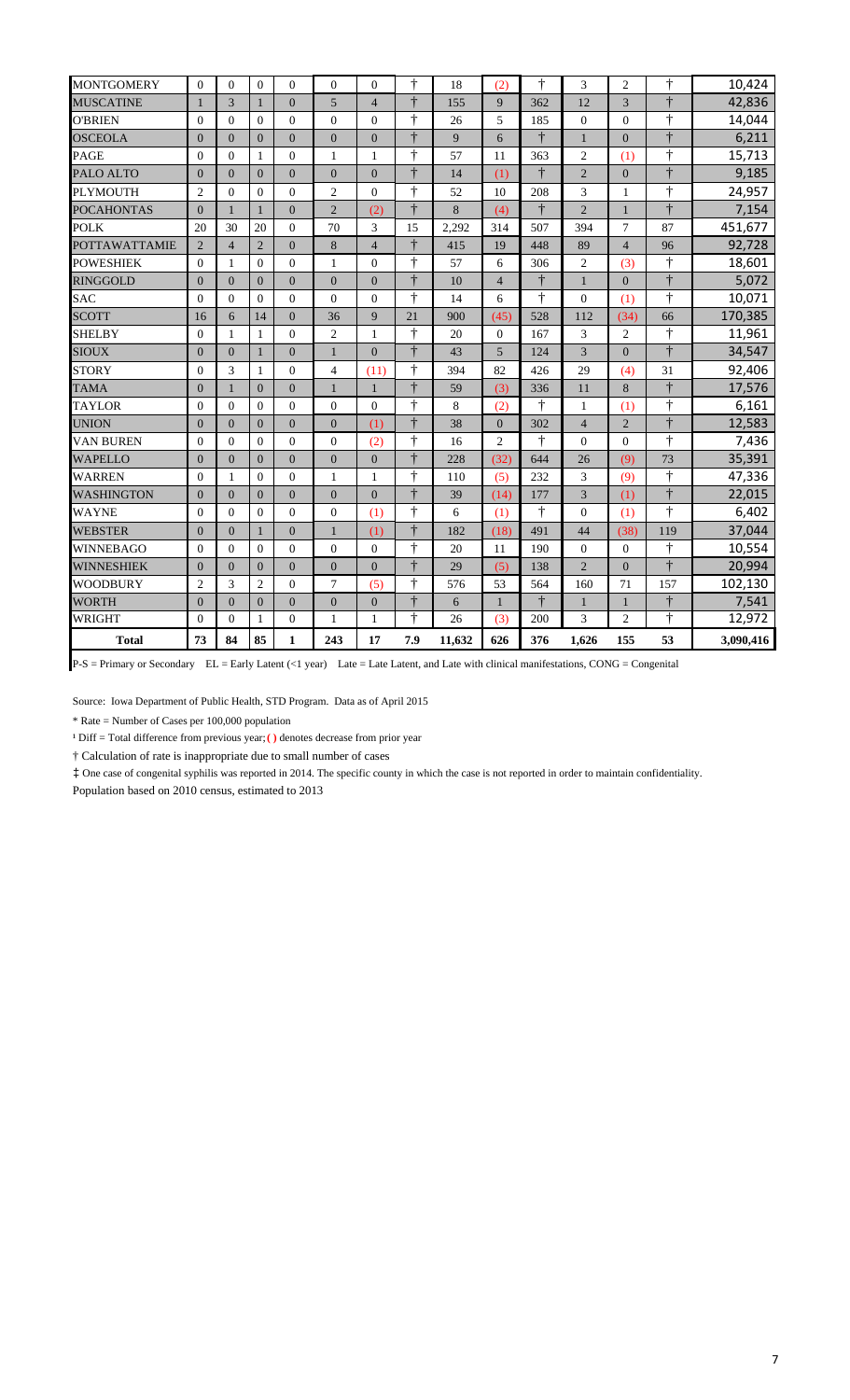| | | | | | | | | | | | | | | |
|---|---|---|---|---|---|---|---|---|---|---|---|---|---|---|
| MONTGOMERY | 0 | 0 | 0 | 0 | 0 | 0 | † | 18 | (2) | † | 3 | 2 | † | 10,424 |
| MUSCATINE | 1 | 3 | 1 | 0 | 5 | 4 | † | 155 | 9 | 362 | 12 | 3 | † | 42,836 |
| O'BRIEN | 0 | 0 | 0 | 0 | 0 | 0 | † | 26 | 5 | 185 | 0 | 0 | † | 14,044 |
| OSCEOLA | 0 | 0 | 0 | 0 | 0 | 0 | † | 9 | 6 | † | 1 | 0 | † | 6,211 |
| PAGE | 0 | 0 | 1 | 0 | 1 | 1 | † | 57 | 11 | 363 | 2 | (1) | † | 15,713 |
| PALO ALTO | 0 | 0 | 0 | 0 | 0 | 0 | † | 14 | (1) | † | 2 | 0 | † | 9,185 |
| PLYMOUTH | 2 | 0 | 0 | 0 | 2 | 0 | † | 52 | 10 | 208 | 3 | 1 | † | 24,957 |
| POCAHONTAS | 0 | 1 | 1 | 0 | 2 | (2) | † | 8 | (4) | † | 2 | 1 | † | 7,154 |
| POLK | 20 | 30 | 20 | 0 | 70 | 3 | 15 | 2,292 | 314 | 507 | 394 | 7 | 87 | 451,677 |
| POTTAWATTAMIE | 2 | 4 | 2 | 0 | 8 | 4 | † | 415 | 19 | 448 | 89 | 4 | 96 | 92,728 |
| POWESHIEK | 0 | 1 | 0 | 0 | 1 | 0 | † | 57 | 6 | 306 | 2 | (3) | † | 18,601 |
| RINGGOLD | 0 | 0 | 0 | 0 | 0 | 0 | † | 10 | 4 | † | 1 | 0 | † | 5,072 |
| SAC | 0 | 0 | 0 | 0 | 0 | 0 | † | 14 | 6 | † | 0 | (1) | † | 10,071 |
| SCOTT | 16 | 6 | 14 | 0 | 36 | 9 | 21 | 900 | (45) | 528 | 112 | (34) | 66 | 170,385 |
| SHELBY | 0 | 1 | 1 | 0 | 2 | 1 | † | 20 | 0 | 167 | 3 | 2 | † | 11,961 |
| SIOUX | 0 | 0 | 1 | 0 | 1 | 0 | † | 43 | 5 | 124 | 3 | 0 | † | 34,547 |
| STORY | 0 | 3 | 1 | 0 | 4 | (11) | † | 394 | 82 | 426 | 29 | (4) | 31 | 92,406 |
| TAMA | 0 | 1 | 0 | 0 | 1 | 1 | † | 59 | (3) | 336 | 11 | 8 | † | 17,576 |
| TAYLOR | 0 | 0 | 0 | 0 | 0 | 0 | † | 8 | (2) | † | 1 | (1) | † | 6,161 |
| UNION | 0 | 0 | 0 | 0 | 0 | (1) | † | 38 | 0 | 302 | 4 | 2 | † | 12,583 |
| VAN BUREN | 0 | 0 | 0 | 0 | 0 | (2) | † | 16 | 2 | † | 0 | 0 | † | 7,436 |
| WAPELLO | 0 | 0 | 0 | 0 | 0 | 0 | † | 228 | (32) | 644 | 26 | (9) | 73 | 35,391 |
| WARREN | 0 | 1 | 0 | 0 | 1 | 1 | † | 110 | (5) | 232 | 3 | (9) | † | 47,336 |
| WASHINGTON | 0 | 0 | 0 | 0 | 0 | 0 | † | 39 | (14) | 177 | 3 | (1) | † | 22,015 |
| WAYNE | 0 | 0 | 0 | 0 | 0 | (1) | † | 6 | (1) | † | 0 | (1) | † | 6,402 |
| WEBSTER | 0 | 0 | 1 | 0 | 1 | (1) | † | 182 | (18) | 491 | 44 | (38) | 119 | 37,044 |
| WINNEBAGO | 0 | 0 | 0 | 0 | 0 | 0 | † | 20 | 11 | 190 | 0 | 0 | † | 10,554 |
| WINNESHIEK | 0 | 0 | 0 | 0 | 0 | 0 | † | 29 | (5) | 138 | 2 | 0 | † | 20,994 |
| WOODBURY | 2 | 3 | 2 | 0 | 7 | (5) | † | 576 | 53 | 564 | 160 | 71 | 157 | 102,130 |
| WORTH | 0 | 0 | 0 | 0 | 0 | 0 | † | 6 | 1 | † | 1 | 1 | † | 7,541 |
| WRIGHT | 0 | 0 | 1 | 0 | 1 | 1 | † | 26 | (3) | 200 | 3 | 2 | † | 12,972 |
| **Total** | **73** | **84** | **85** | **1** | **243** | **17** | **7.9** | **11,632** | **626** | **376** | **1,626** | **155** | **53** | **3,090,416** |

P-S = Primary or Secondary EL = Early Latent (<1 year) Late = Late Latent, and Late with clinical manifestations, CONG = Congenital

Source: Iowa Department of Public Health, STD Program. Data as of April 2015

* Rate = Number of Cases per 100,000 population

¹ Diff = Total difference from previous year; ( ) denotes decrease from prior year

† Calculation of rate is inappropriate due to small number of cases

‡ One case of congenital syphilis was reported in 2014. The specific county in which the case is not reported in order to maintain confidentiality.

Population based on 2010 census, estimated to 2013